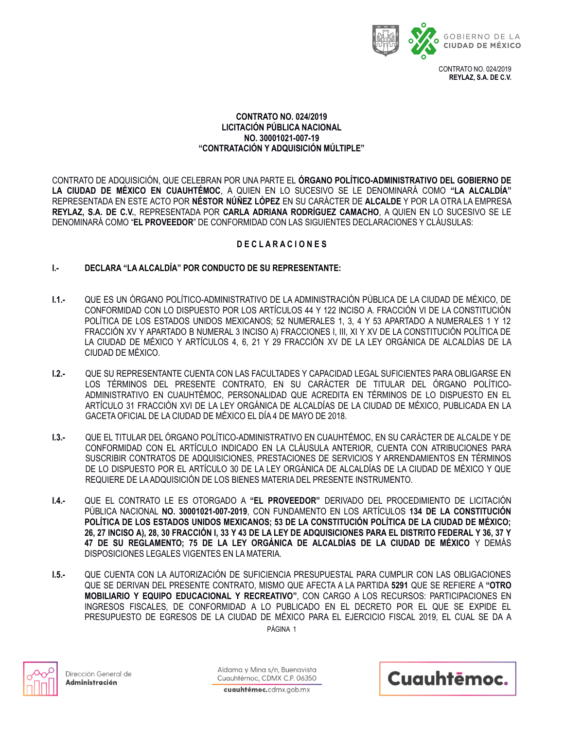**CONTRATO NO. 024/2019**
**LICITACIÓN PÚBLICA NACIONAL**
**NO. 30001021-007-19**
**"CONTRATACIÓN Y ADQUISICIÓN MÚLTIPLE"**

CONTRATO DE ADQUISICIÓN, QUE CELEBRAN POR UNA PARTE EL **ÓRGANO POLÍTICO-ADMINISTRATIVO DEL GOBIERNO DE LA CIUDAD DE MÉXICO EN CUAUHTÉMOC**, A QUIEN EN LO SUCESIVO SE LE DENOMINARÁ COMO **"LA ALCALDÍA"** REPRESENTADA EN ESTE ACTO POR **NÉSTOR NÚÑEZ LÓPEZ** EN SU CARÁCTER DE **ALCALDE** Y POR LA OTRA LA EMPRESA **REYLAZ, S.A. DE C.V.**, REPRESENTADA POR **CARLA ADRIANA RODRÍGUEZ CAMACHO**, A QUIEN EN LO SUCESIVO SE LE DENOMINARÁ COMO "**EL PROVEEDOR**" DE CONFORMIDAD CON LAS SIGUIENTES DECLARACIONES Y CLÁUSULAS:

## D E C L A R A C I O N E S

**I.- DECLARA "LA ALCALDÍA" POR CONDUCTO DE SU REPRESENTANTE:**

**I.1.-** QUE ES UN ÓRGANO POLÍTICO-ADMINISTRATIVO DE LA ADMINISTRACIÓN PÚBLICA DE LA CIUDAD DE MÉXICO, DE CONFORMIDAD CON LO DISPUESTO POR LOS ARTÍCULOS 44 Y 122 INCISO A. FRACCIÓN VI DE LA CONSTITUCIÓN POLÍTICA DE LOS ESTADOS UNIDOS MEXICANOS; 52 NUMERALES 1, 3, 4 Y 53 APARTADO A NUMERALES 1 Y 12 FRACCIÓN XV Y APARTADO B NUMERAL 3 INCISO A) FRACCIONES I, III, XI Y XV DE LA CONSTITUCIÓN POLÍTICA DE LA CIUDAD DE MÉXICO Y ARTÍCULOS 4, 6, 21 Y 29 FRACCIÓN XV DE LA LEY ORGÁNICA DE ALCALDÍAS DE LA CIUDAD DE MÉXICO.

**I.2.-** QUE SU REPRESENTANTE CUENTA CON LAS FACULTADES Y CAPACIDAD LEGAL SUFICIENTES PARA OBLIGARSE EN LOS TÉRMINOS DEL PRESENTE CONTRATO, EN SU CARÁCTER DE TITULAR DEL ÓRGANO POLÍTICO-ADMINISTRATIVO EN CUAUHTÉMOC, PERSONALIDAD QUE ACREDITA EN TÉRMINOS DE LO DISPUESTO EN EL ARTÍCULO 31 FRACCIÓN XVI DE LA LEY ORGÁNICA DE ALCALDÍAS DE LA CIUDAD DE MÉXICO, PUBLICADA EN LA GACETA OFICIAL DE LA CIUDAD DE MÉXICO EL DÍA 4 DE MAYO DE 2018.

**I.3.-** QUE EL TITULAR DEL ÓRGANO POLÍTICO-ADMINISTRATIVO EN CUAUHTÉMOC, EN SU CARÁCTER DE ALCALDE Y DE CONFORMIDAD CON EL ARTÍCULO INDICADO EN LA CLÁUSULA ANTERIOR, CUENTA CON ATRIBUCIONES PARA SUSCRIBIR CONTRATOS DE ADQUISICIONES, PRESTACIONES DE SERVICIOS Y ARRENDAMIENTOS EN TÉRMINOS DE LO DISPUESTO POR EL ARTÍCULO 30 DE LA LEY ORGÁNICA DE ALCALDÍAS DE LA CIUDAD DE MÉXICO Y QUE REQUIERE DE LA ADQUISICIÓN DE LOS BIENES MATERIA DEL PRESENTE INSTRUMENTO.

**I.4.-** QUE EL CONTRATO LE ES OTORGADO A **"EL PROVEEDOR"** DERIVADO DEL PROCEDIMIENTO DE LICITACIÓN PÚBLICA NACIONAL **NO. 30001021-007-2019**, CON FUNDAMENTO EN LOS ARTÍCULOS **134 DE LA CONSTITUCIÓN POLÍTICA DE LOS ESTADOS UNIDOS MEXICANOS; 53 DE LA CONSTITUCIÓN POLÍTICA DE LA CIUDAD DE MÉXICO; 26, 27 INCISO A), 28, 30 FRACCIÓN I, 33 Y 43 DE LA LEY DE ADQUISICIONES PARA EL DISTRITO FEDERAL Y 36, 37 Y 47 DE SU REGLAMENTO; 75 DE LA LEY ORGÁNICA DE ALCALDÍAS DE LA CIUDAD DE MÉXICO** Y DEMÁS DISPOSICIONES LEGALES VIGENTES EN LA MATERIA.

**I.5.-** QUE CUENTA CON LA AUTORIZACIÓN DE SUFICIENCIA PRESUPUESTAL PARA CUMPLIR CON LAS OBLIGACIONES QUE SE DERIVAN DEL PRESENTE CONTRATO, MISMO QUE AFECTA A LA PARTIDA **5291** QUE SE REFIERE A **"OTRO MOBILIARIO Y EQUIPO EDUCACIONAL Y RECREATIVO"**, CON CARGO A LOS RECURSOS: PARTICIPACIONES EN INGRESOS FISCALES, DE CONFORMIDAD A LO PUBLICADO EN EL DECRETO POR EL QUE SE EXPIDE EL PRESUPUESTO DE EGRESOS DE LA CIUDAD DE MÉXICO PARA EL EJERCICIO FISCAL 2019, EL CUAL SE DA A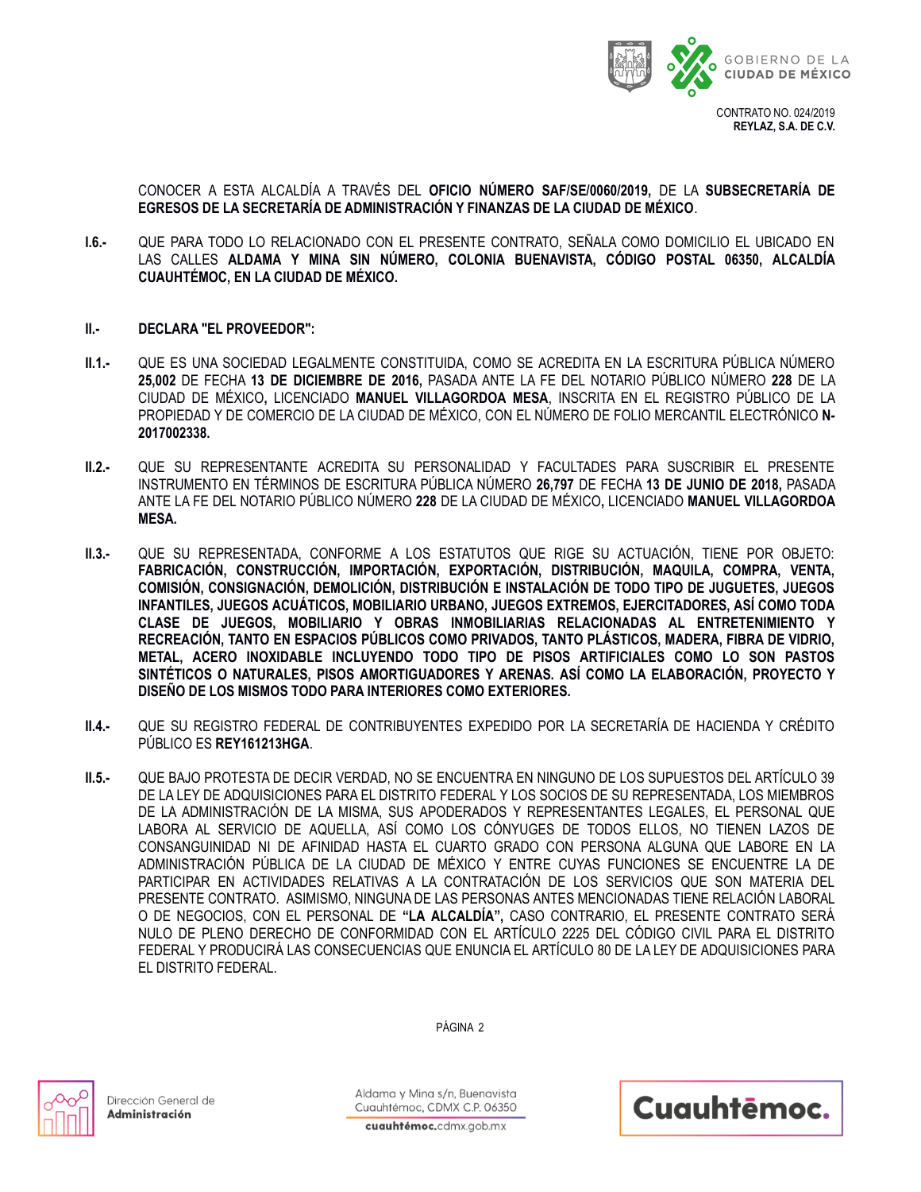CONOCER A ESTA ALCALDÍA A TRAVÉS DEL **OFICIO NÚMERO SAF/SE/0060/2019,** DE LA **SUBSECRETARÍA DE EGRESOS DE LA SECRETARÍA DE ADMINISTRACIÓN Y FINANZAS DE LA CIUDAD DE MÉXICO**.

**I.6.-** QUE PARA TODO LO RELACIONADO CON EL PRESENTE CONTRATO, SEÑALA COMO DOMICILIO EL UBICADO EN LAS CALLES **ALDAMA Y MINA SIN NÚMERO, COLONIA BUENAVISTA, CÓDIGO POSTAL 06350, ALCALDÍA CUAUHTÉMOC, EN LA CIUDAD DE MÉXICO.**

**II.- DECLARA "EL PROVEEDOR":**

**II.1.-** QUE ES UNA SOCIEDAD LEGALMENTE CONSTITUIDA, COMO SE ACREDITA EN LA ESCRITURA PÚBLICA NÚMERO **25,002** DE FECHA **13 DE DICIEMBRE DE 2016,** PASADA ANTE LA FE DEL NOTARIO PÚBLICO NÚMERO **228** DE LA CIUDAD DE MÉXICO**,** LICENCIADO **MANUEL VILLAGORDOA MESA**, INSCRITA EN EL REGISTRO PÚBLICO DE LA PROPIEDAD Y DE COMERCIO DE LA CIUDAD DE MÉXICO, CON EL NÚMERO DE FOLIO MERCANTIL ELECTRÓNICO **N-2017002338.**

**II.2.-** QUE SU REPRESENTANTE ACREDITA SU PERSONALIDAD Y FACULTADES PARA SUSCRIBIR EL PRESENTE INSTRUMENTO EN TÉRMINOS DE ESCRITURA PÚBLICA NÚMERO **26,797** DE FECHA **13 DE JUNIO DE 2018,** PASADA ANTE LA FE DEL NOTARIO PÚBLICO NÚMERO **228** DE LA CIUDAD DE MÉXICO**,** LICENCIADO **MANUEL VILLAGORDOA MESA.**

**II.3.-** QUE SU REPRESENTADA, CONFORME A LOS ESTATUTOS QUE RIGE SU ACTUACIÓN, TIENE POR OBJETO: **FABRICACIÓN, CONSTRUCCIÓN, IMPORTACIÓN, EXPORTACIÓN, DISTRIBUCIÓN, MAQUILA, COMPRA, VENTA, COMISIÓN, CONSIGNACIÓN, DEMOLICIÓN, DISTRIBUCIÓN E INSTALACIÓN DE TODO TIPO DE JUGUETES, JUEGOS INFANTILES, JUEGOS ACUÁTICOS, MOBILIARIO URBANO, JUEGOS EXTREMOS, EJERCITADORES, ASÍ COMO TODA CLASE DE JUEGOS, MOBILIARIO Y OBRAS INMOBILIARIAS RELACIONADAS AL ENTRETENIMIENTO Y RECREACIÓN, TANTO EN ESPACIOS PÚBLICOS COMO PRIVADOS, TANTO PLÁSTICOS, MADERA, FIBRA DE VIDRIO, METAL, ACERO INOXIDABLE INCLUYENDO TODO TIPO DE PISOS ARTIFICIALES COMO LO SON PASTOS SINTÉTICOS O NATURALES, PISOS AMORTIGUADORES Y ARENAS. ASÍ COMO LA ELABORACIÓN, PROYECTO Y DISEÑO DE LOS MISMOS TODO PARA INTERIORES COMO EXTERIORES.**

**II.4.-** QUE SU REGISTRO FEDERAL DE CONTRIBUYENTES EXPEDIDO POR LA SECRETARÍA DE HACIENDA Y CRÉDITO PÚBLICO ES **REY161213HGA**.

**II.5.-** QUE BAJO PROTESTA DE DECIR VERDAD, NO SE ENCUENTRA EN NINGUNO DE LOS SUPUESTOS DEL ARTÍCULO 39 DE LA LEY DE ADQUISICIONES PARA EL DISTRITO FEDERAL Y LOS SOCIOS DE SU REPRESENTADA, LOS MIEMBROS DE LA ADMINISTRACIÓN DE LA MISMA, SUS APODERADOS Y REPRESENTANTES LEGALES, EL PERSONAL QUE LABORA AL SERVICIO DE AQUELLA, ASÍ COMO LOS CÓNYUGES DE TODOS ELLOS, NO TIENEN LAZOS DE CONSANGUINIDAD NI DE AFINIDAD HASTA EL CUARTO GRADO CON PERSONA ALGUNA QUE LABORE EN LA ADMINISTRACIÓN PÚBLICA DE LA CIUDAD DE MÉXICO Y ENTRE CUYAS FUNCIONES SE ENCUENTRE LA DE PARTICIPAR EN ACTIVIDADES RELATIVAS A LA CONTRATACIÓN DE LOS SERVICIOS QUE SON MATERIA DEL PRESENTE CONTRATO. ASIMISMO, NINGUNA DE LAS PERSONAS ANTES MENCIONADAS TIENE RELACIÓN LABORAL O DE NEGOCIOS, CON EL PERSONAL DE **"LA ALCALDÍA",** CASO CONTRARIO, EL PRESENTE CONTRATO SERÁ NULO DE PLENO DERECHO DE CONFORMIDAD CON EL ARTÍCULO 2225 DEL CÓDIGO CIVIL PARA EL DISTRITO FEDERAL Y PRODUCIRÁ LAS CONSECUENCIAS QUE ENUNCIA EL ARTÍCULO 80 DE LA LEY DE ADQUISICIONES PARA EL DISTRITO FEDERAL.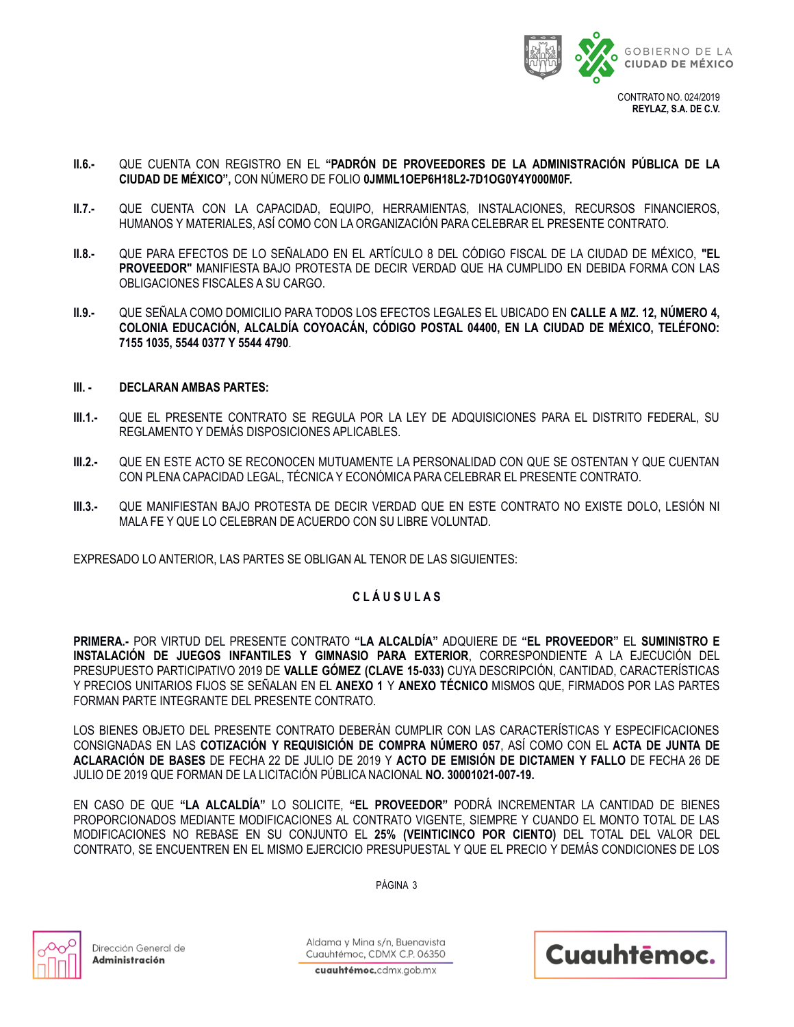**II.6.-** QUE CUENTA CON REGISTRO EN EL **"PADRÓN DE PROVEEDORES DE LA ADMINISTRACIÓN PÚBLICA DE LA CIUDAD DE MÉXICO",** CON NÚMERO DE FOLIO **0JMML1OEP6H18L2-7D1OG0Y4Y000M0F.**

**II.7.-** QUE CUENTA CON LA CAPACIDAD, EQUIPO, HERRAMIENTAS, INSTALACIONES, RECURSOS FINANCIEROS, HUMANOS Y MATERIALES, ASÍ COMO CON LA ORGANIZACIÓN PARA CELEBRAR EL PRESENTE CONTRATO.

**II.8.-** QUE PARA EFECTOS DE LO SEÑALADO EN EL ARTÍCULO 8 DEL CÓDIGO FISCAL DE LA CIUDAD DE MÉXICO, **"EL PROVEEDOR"** MANIFIESTA BAJO PROTESTA DE DECIR VERDAD QUE HA CUMPLIDO EN DEBIDA FORMA CON LAS OBLIGACIONES FISCALES A SU CARGO.

**II.9.-** QUE SEÑALA COMO DOMICILIO PARA TODOS LOS EFECTOS LEGALES EL UBICADO EN **CALLE A MZ. 12, NÚMERO 4, COLONIA EDUCACIÓN, ALCALDÍA COYOACÁN, CÓDIGO POSTAL 04400, EN LA CIUDAD DE MÉXICO, TELÉFONO: 7155 1035, 5544 0377 Y 5544 4790**.

**III. - DECLARAN AMBAS PARTES:**

**III.1.-** QUE EL PRESENTE CONTRATO SE REGULA POR LA LEY DE ADQUISICIONES PARA EL DISTRITO FEDERAL, SU REGLAMENTO Y DEMÁS DISPOSICIONES APLICABLES.

**III.2.-** QUE EN ESTE ACTO SE RECONOCEN MUTUAMENTE LA PERSONALIDAD CON QUE SE OSTENTAN Y QUE CUENTAN CON PLENA CAPACIDAD LEGAL, TÉCNICA Y ECONÓMICA PARA CELEBRAR EL PRESENTE CONTRATO.

**III.3.-** QUE MANIFIESTAN BAJO PROTESTA DE DECIR VERDAD QUE EN ESTE CONTRATO NO EXISTE DOLO, LESIÓN NI MALA FE Y QUE LO CELEBRAN DE ACUERDO CON SU LIBRE VOLUNTAD.

EXPRESADO LO ANTERIOR, LAS PARTES SE OBLIGAN AL TENOR DE LAS SIGUIENTES:

## C L Á U S U L A S

**PRIMERA.-** POR VIRTUD DEL PRESENTE CONTRATO **"LA ALCALDÍA"** ADQUIERE DE **"EL PROVEEDOR"** EL **SUMINISTRO E INSTALACIÓN DE JUEGOS INFANTILES Y GIMNASIO PARA EXTERIOR**, CORRESPONDIENTE A LA EJECUCIÓN DEL PRESUPUESTO PARTICIPATIVO 2019 DE **VALLE GÓMEZ (CLAVE 15-033)** CUYA DESCRIPCIÓN, CANTIDAD, CARACTERÍSTICAS Y PRECIOS UNITARIOS FIJOS SE SEÑALAN EN EL **ANEXO 1** Y **ANEXO TÉCNICO** MISMOS QUE, FIRMADOS POR LAS PARTES FORMAN PARTE INTEGRANTE DEL PRESENTE CONTRATO.

LOS BIENES OBJETO DEL PRESENTE CONTRATO DEBERÁN CUMPLIR CON LAS CARACTERÍSTICAS Y ESPECIFICACIONES CONSIGNADAS EN LAS **COTIZACIÓN Y REQUISICIÓN DE COMPRA NÚMERO 057**, ASÍ COMO CON EL **ACTA DE JUNTA DE ACLARACIÓN DE BASES** DE FECHA 22 DE JULIO DE 2019 Y **ACTO DE EMISIÓN DE DICTAMEN Y FALLO** DE FECHA 26 DE JULIO DE 2019 QUE FORMAN DE LA LICITACIÓN PÚBLICA NACIONAL **NO. 30001021-007-19.**

EN CASO DE QUE **"LA ALCALDÍA"** LO SOLICITE, **"EL PROVEEDOR"** PODRÁ INCREMENTAR LA CANTIDAD DE BIENES PROPORCIONADOS MEDIANTE MODIFICACIONES AL CONTRATO VIGENTE, SIEMPRE Y CUANDO EL MONTO TOTAL DE LAS MODIFICACIONES NO REBASE EN SU CONJUNTO EL **25% (VEINTICINCO POR CIENTO)** DEL TOTAL DEL VALOR DEL CONTRATO, SE ENCUENTREN EN EL MISMO EJERCICIO PRESUPUESTAL Y QUE EL PRECIO Y DEMÁS CONDICIONES DE LOS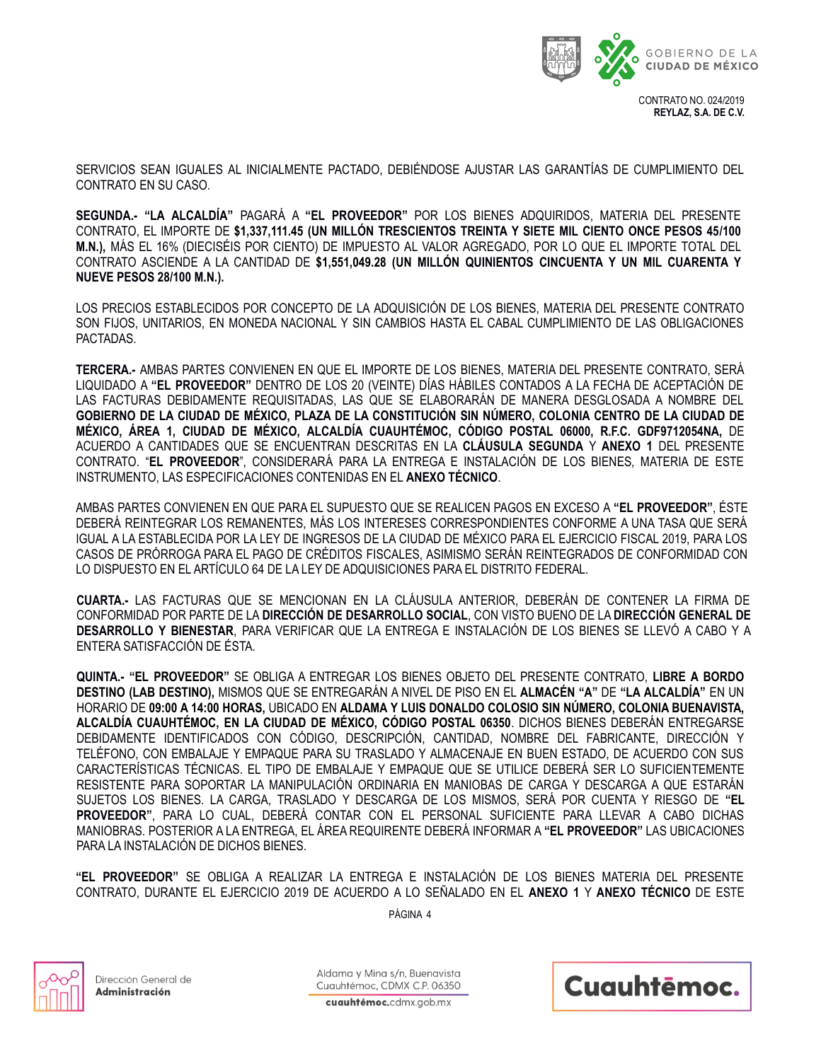SERVICIOS SEAN IGUALES AL INICIALMENTE PACTADO, DEBIÉNDOSE AJUSTAR LAS GARANTÍAS DE CUMPLIMIENTO DEL CONTRATO EN SU CASO.

**SEGUNDA.- "LA ALCALDÍA"** PAGARÁ A **"EL PROVEEDOR"** POR LOS BIENES ADQUIRIDOS, MATERIA DEL PRESENTE CONTRATO, EL IMPORTE DE **$1,337,111.45 (UN MILLÓN TRESCIENTOS TREINTA Y SIETE MIL CIENTO ONCE PESOS 45/100 M.N.),** MÁS EL 16% (DIECISÉIS POR CIENTO) DE IMPUESTO AL VALOR AGREGADO, POR LO QUE EL IMPORTE TOTAL DEL CONTRATO ASCIENDE A LA CANTIDAD DE **$1,551,049.28 (UN MILLÓN QUINIENTOS CINCUENTA Y UN MIL CUARENTA Y NUEVE PESOS 28/100 M.N.).**

LOS PRECIOS ESTABLECIDOS POR CONCEPTO DE LA ADQUISICIÓN DE LOS BIENES, MATERIA DEL PRESENTE CONTRATO SON FIJOS, UNITARIOS, EN MONEDA NACIONAL Y SIN CAMBIOS HASTA EL CABAL CUMPLIMIENTO DE LAS OBLIGACIONES PACTADAS.

**TERCERA.-** AMBAS PARTES CONVIENEN EN QUE EL IMPORTE DE LOS BIENES, MATERIA DEL PRESENTE CONTRATO, SERÁ LIQUIDADO A **"EL PROVEEDOR"** DENTRO DE LOS 20 (VEINTE) DÍAS HÁBILES CONTADOS A LA FECHA DE ACEPTACIÓN DE LAS FACTURAS DEBIDAMENTE REQUISITADAS, LAS QUE SE ELABORARÁN DE MANERA DESGLOSADA A NOMBRE DEL **GOBIERNO DE LA CIUDAD DE MÉXICO, PLAZA DE LA CONSTITUCIÓN SIN NÚMERO, COLONIA CENTRO DE LA CIUDAD DE MÉXICO, ÁREA 1, CIUDAD DE MÉXICO, ALCALDÍA CUAUHTÉMOC, CÓDIGO POSTAL 06000, R.F.C. GDF9712054NA,** DE ACUERDO A CANTIDADES QUE SE ENCUENTRAN DESCRITAS EN LA **CLÁUSULA SEGUNDA** Y **ANEXO 1** DEL PRESENTE CONTRATO. "**EL PROVEEDOR**", CONSIDERARÁ PARA LA ENTREGA E INSTALACIÓN DE LOS BIENES, MATERIA DE ESTE INSTRUMENTO, LAS ESPECIFICACIONES CONTENIDAS EN EL **ANEXO TÉCNICO**.

AMBAS PARTES CONVIENEN EN QUE PARA EL SUPUESTO QUE SE REALICEN PAGOS EN EXCESO A **"EL PROVEEDOR"**, ÉSTE DEBERÁ REINTEGRAR LOS REMANENTES, MÁS LOS INTERESES CORRESPONDIENTES CONFORME A UNA TASA QUE SERÁ IGUAL A LA ESTABLECIDA POR LA LEY DE INGRESOS DE LA CIUDAD DE MÉXICO PARA EL EJERCICIO FISCAL 2019, PARA LOS CASOS DE PRÓRROGA PARA EL PAGO DE CRÉDITOS FISCALES, ASIMISMO SERÁN REINTEGRADOS DE CONFORMIDAD CON LO DISPUESTO EN EL ARTÍCULO 64 DE LA LEY DE ADQUISICIONES PARA EL DISTRITO FEDERAL.

**CUARTA.-** LAS FACTURAS QUE SE MENCIONAN EN LA CLÁUSULA ANTERIOR, DEBERÁN DE CONTENER LA FIRMA DE CONFORMIDAD POR PARTE DE LA **DIRECCIÓN DE DESARROLLO SOCIAL**, CON VISTO BUENO DE LA **DIRECCIÓN GENERAL DE DESARROLLO Y BIENESTAR**, PARA VERIFICAR QUE LA ENTREGA E INSTALACIÓN DE LOS BIENES SE LLEVÓ A CABO Y A ENTERA SATISFACCIÓN DE ÉSTA.

**QUINTA.- "EL PROVEEDOR"** SE OBLIGA A ENTREGAR LOS BIENES OBJETO DEL PRESENTE CONTRATO, **LIBRE A BORDO DESTINO (LAB DESTINO),** MISMOS QUE SE ENTREGARÁN A NIVEL DE PISO EN EL **ALMACÉN "A"** DE **"LA ALCALDÍA"** EN UN HORARIO DE **09:00 A 14:00 HORAS,** UBICADO EN **ALDAMA Y LUIS DONALDO COLOSIO SIN NÚMERO, COLONIA BUENAVISTA, ALCALDÍA CUAUHTÉMOC, EN LA CIUDAD DE MÉXICO, CÓDIGO POSTAL 06350**. DICHOS BIENES DEBERÁN ENTREGARSE DEBIDAMENTE IDENTIFICADOS CON CÓDIGO, DESCRIPCIÓN, CANTIDAD, NOMBRE DEL FABRICANTE, DIRECCIÓN Y TELÉFONO, CON EMBALAJE Y EMPAQUE PARA SU TRASLADO Y ALMACENAJE EN BUEN ESTADO, DE ACUERDO CON SUS CARACTERÍSTICAS TÉCNICAS. EL TIPO DE EMBALAJE Y EMPAQUE QUE SE UTILICE DEBERÁ SER LO SUFICIENTEMENTE RESISTENTE PARA SOPORTAR LA MANIPULACIÓN ORDINARIA EN MANIOBAS DE CARGA Y DESCARGA A QUE ESTARÁN SUJETOS LOS BIENES. LA CARGA, TRASLADO Y DESCARGA DE LOS MISMOS, SERÁ POR CUENTA Y RIESGO DE **"EL PROVEEDOR"**, PARA LO CUAL, DEBERÁ CONTAR CON EL PERSONAL SUFICIENTE PARA LLEVAR A CABO DICHAS MANIOBRAS. POSTERIOR A LA ENTREGA, EL ÁREA REQUIRENTE DEBERÁ INFORMAR A **"EL PROVEEDOR"** LAS UBICACIONES PARA LA INSTALACIÓN DE DICHOS BIENES.

**"EL PROVEEDOR"** SE OBLIGA A REALIZAR LA ENTREGA E INSTALACIÓN DE LOS BIENES MATERIA DEL PRESENTE CONTRATO, DURANTE EL EJERCICIO 2019 DE ACUERDO A LO SEÑALADO EN EL **ANEXO 1** Y **ANEXO TÉCNICO** DE ESTE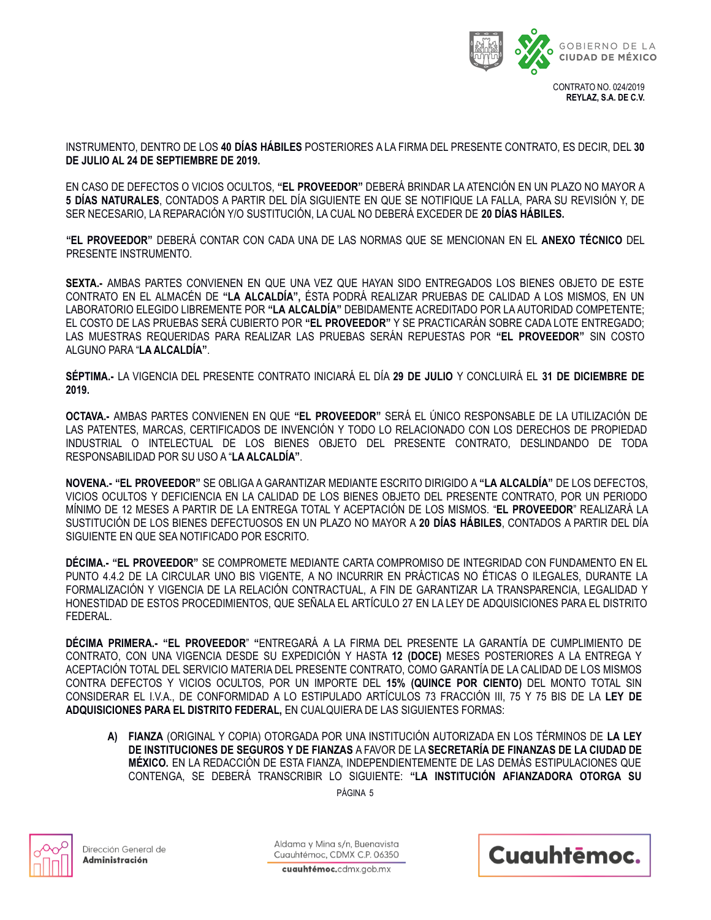INSTRUMENTO, DENTRO DE LOS **40 DÍAS HÁBILES** POSTERIORES A LA FIRMA DEL PRESENTE CONTRATO, ES DECIR, DEL **30 DE JULIO AL 24 DE SEPTIEMBRE DE 2019.**

EN CASO DE DEFECTOS O VICIOS OCULTOS, **"EL PROVEEDOR"** DEBERÁ BRINDAR LA ATENCIÓN EN UN PLAZO NO MAYOR A **5 DÍAS NATURALES**, CONTADOS A PARTIR DEL DÍA SIGUIENTE EN QUE SE NOTIFIQUE LA FALLA, PARA SU REVISIÓN Y, DE SER NECESARIO, LA REPARACIÓN Y/O SUSTITUCIÓN, LA CUAL NO DEBERÁ EXCEDER DE **20 DÍAS HÁBILES.**

**"EL PROVEEDOR"** DEBERÁ CONTAR CON CADA UNA DE LAS NORMAS QUE SE MENCIONAN EN EL **ANEXO TÉCNICO** DEL PRESENTE INSTRUMENTO.

**SEXTA.-** AMBAS PARTES CONVIENEN EN QUE UNA VEZ QUE HAYAN SIDO ENTREGADOS LOS BIENES OBJETO DE ESTE CONTRATO EN EL ALMACÉN DE **"LA ALCALDÍA",** ÉSTA PODRÁ REALIZAR PRUEBAS DE CALIDAD A LOS MISMOS, EN UN LABORATORIO ELEGIDO LIBREMENTE POR **"LA ALCALDÍA"** DEBIDAMENTE ACREDITADO POR LA AUTORIDAD COMPETENTE; EL COSTO DE LAS PRUEBAS SERÁ CUBIERTO POR **"EL PROVEEDOR"** Y SE PRACTICARÁN SOBRE CADA LOTE ENTREGADO; LAS MUESTRAS REQUERIDAS PARA REALIZAR LAS PRUEBAS SERÁN REPUESTAS POR **"EL PROVEEDOR"** SIN COSTO ALGUNO PARA "**LA ALCALDÍA"**.

**SÉPTIMA.-** LA VIGENCIA DEL PRESENTE CONTRATO INICIARÁ EL DÍA **29 DE JULIO** Y CONCLUIRÁ EL **31 DE DICIEMBRE DE 2019.**

**OCTAVA.-** AMBAS PARTES CONVIENEN EN QUE **"EL PROVEEDOR"** SERÁ EL ÚNICO RESPONSABLE DE LA UTILIZACIÓN DE LAS PATENTES, MARCAS, CERTIFICADOS DE INVENCIÓN Y TODO LO RELACIONADO CON LOS DERECHOS DE PROPIEDAD INDUSTRIAL O INTELECTUAL DE LOS BIENES OBJETO DEL PRESENTE CONTRATO, DESLINDANDO DE TODA RESPONSABILIDAD POR SU USO A "**LA ALCALDÍA"**.

**NOVENA.- "EL PROVEEDOR"** SE OBLIGA A GARANTIZAR MEDIANTE ESCRITO DIRIGIDO A **"LA ALCALDÍA"** DE LOS DEFECTOS, VICIOS OCULTOS Y DEFICIENCIA EN LA CALIDAD DE LOS BIENES OBJETO DEL PRESENTE CONTRATO, POR UN PERIODO MÍNIMO DE 12 MESES A PARTIR DE LA ENTREGA TOTAL Y ACEPTACIÓN DE LOS MISMOS. "**EL PROVEEDOR**" REALIZARÁ LA SUSTITUCIÓN DE LOS BIENES DEFECTUOSOS EN UN PLAZO NO MAYOR A **20 DÍAS HÁBILES**, CONTADOS A PARTIR DEL DÍA SIGUIENTE EN QUE SEA NOTIFICADO POR ESCRITO.

**DÉCIMA.- "EL PROVEEDOR"** SE COMPROMETE MEDIANTE CARTA COMPROMISO DE INTEGRIDAD CON FUNDAMENTO EN EL PUNTO 4.4.2 DE LA CIRCULAR UNO BIS VIGENTE, A NO INCURRIR EN PRÁCTICAS NO ÉTICAS O ILEGALES, DURANTE LA FORMALIZACIÓN Y VIGENCIA DE LA RELACIÓN CONTRACTUAL, A FIN DE GARANTIZAR LA TRANSPARENCIA, LEGALIDAD Y HONESTIDAD DE ESTOS PROCEDIMIENTOS, QUE SEÑALA EL ARTÍCULO 27 EN LA LEY DE ADQUISICIONES PARA EL DISTRITO FEDERAL.

**DÉCIMA PRIMERA.- "EL PROVEEDOR**" "ENTREGARÁ A LA FIRMA DEL PRESENTE LA GARANTÍA DE CUMPLIMIENTO DE CONTRATO, CON UNA VIGENCIA DESDE SU EXPEDICIÓN Y HASTA **12 (DOCE)** MESES POSTERIORES A LA ENTREGA Y ACEPTACIÓN TOTAL DEL SERVICIO MATERIA DEL PRESENTE CONTRATO, COMO GARANTÍA DE LA CALIDAD DE LOS MISMOS CONTRA DEFECTOS Y VICIOS OCULTOS, POR UN IMPORTE DEL **15% (QUINCE POR CIENTO)** DEL MONTO TOTAL SIN CONSIDERAR EL I.V.A., DE CONFORMIDAD A LO ESTIPULADO ARTÍCULOS 73 FRACCIÓN III, 75 Y 75 BIS DE LA **LEY DE ADQUISICIONES PARA EL DISTRITO FEDERAL,** EN CUALQUIERA DE LAS SIGUIENTES FORMAS:

A) **FIANZA** (ORIGINAL Y COPIA) OTORGADA POR UNA INSTITUCIÓN AUTORIZADA EN LOS TÉRMINOS DE **LA LEY DE INSTITUCIONES DE SEGUROS Y DE FIANZAS** A FAVOR DE LA **SECRETARÍA DE FINANZAS DE LA CIUDAD DE MÉXICO.** EN LA REDACCIÓN DE ESTA FIANZA, INDEPENDIENTEMENTE DE LAS DEMÁS ESTIPULACIONES QUE CONTENGA, SE DEBERÁ TRANSCRIBIR LO SIGUIENTE: **"LA INSTITUCIÓN AFIANZADORA OTORGA SU**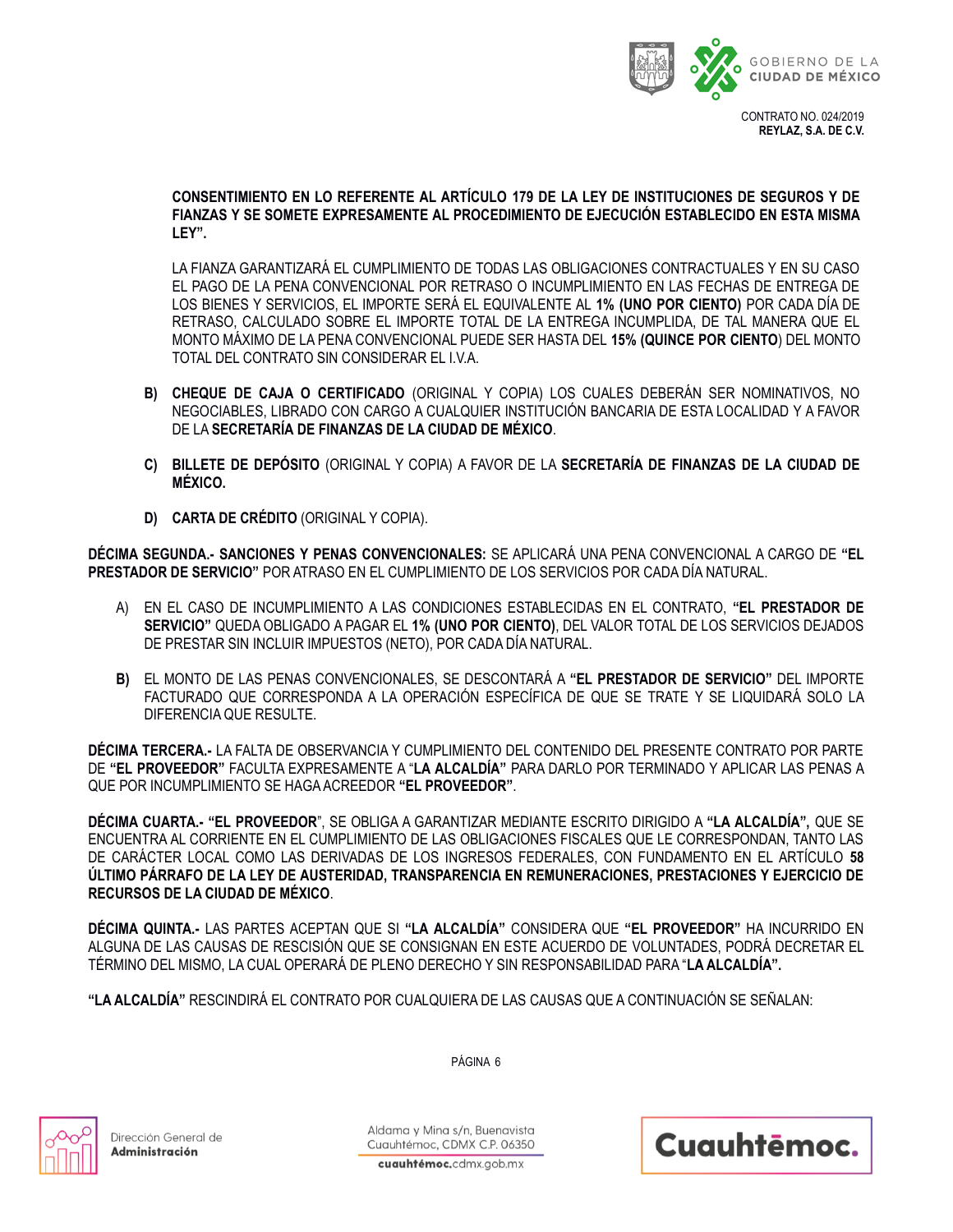**CONSENTIMIENTO EN LO REFERENTE AL ARTÍCULO 179 DE LA LEY DE INSTITUCIONES DE SEGUROS Y DE FIANZAS Y SE SOMETE EXPRESAMENTE AL PROCEDIMIENTO DE EJECUCIÓN ESTABLECIDO EN ESTA MISMA LEY".**

LA FIANZA GARANTIZARÁ EL CUMPLIMIENTO DE TODAS LAS OBLIGACIONES CONTRACTUALES Y EN SU CASO EL PAGO DE LA PENA CONVENCIONAL POR RETRASO O INCUMPLIMIENTO EN LAS FECHAS DE ENTREGA DE LOS BIENES Y SERVICIOS, EL IMPORTE SERÁ EL EQUIVALENTE AL **1% (UNO POR CIENTO)** POR CADA DÍA DE RETRASO, CALCULADO SOBRE EL IMPORTE TOTAL DE LA ENTREGA INCUMPLIDA, DE TAL MANERA QUE EL MONTO MÁXIMO DE LA PENA CONVENCIONAL PUEDE SER HASTA DEL **15% (QUINCE POR CIENTO**) DEL MONTO TOTAL DEL CONTRATO SIN CONSIDERAR EL I.V.A.

**B)** **CHEQUE DE CAJA O CERTIFICADO** (ORIGINAL Y COPIA) LOS CUALES DEBERÁN SER NOMINATIVOS, NO NEGOCIABLES, LIBRADO CON CARGO A CUALQUIER INSTITUCIÓN BANCARIA DE ESTA LOCALIDAD Y A FAVOR DE LA **SECRETARÍA DE FINANZAS DE LA CIUDAD DE MÉXICO**.

**C)** **BILLETE DE DEPÓSITO** (ORIGINAL Y COPIA) A FAVOR DE LA **SECRETARÍA DE FINANZAS DE LA CIUDAD DE MÉXICO.**

**D)** **CARTA DE CRÉDITO** (ORIGINAL Y COPIA).

**DÉCIMA SEGUNDA.- SANCIONES Y PENAS CONVENCIONALES:** SE APLICARÁ UNA PENA CONVENCIONAL A CARGO DE **"EL PRESTADOR DE SERVICIO"** POR ATRASO EN EL CUMPLIMIENTO DE LOS SERVICIOS POR CADA DÍA NATURAL.

A) EN EL CASO DE INCUMPLIMIENTO A LAS CONDICIONES ESTABLECIDAS EN EL CONTRATO, **"EL PRESTADOR DE SERVICIO"** QUEDA OBLIGADO A PAGAR EL **1% (UNO POR CIENTO)**, DEL VALOR TOTAL DE LOS SERVICIOS DEJADOS DE PRESTAR SIN INCLUIR IMPUESTOS (NETO), POR CADA DÍA NATURAL.

**B)** EL MONTO DE LAS PENAS CONVENCIONALES, SE DESCONTARÁ A **"EL PRESTADOR DE SERVICIO"** DEL IMPORTE FACTURADO QUE CORRESPONDA A LA OPERACIÓN ESPECÍFICA DE QUE SE TRATE Y SE LIQUIDARÁ SOLO LA DIFERENCIA QUE RESULTE.

**DÉCIMA TERCERA.-** LA FALTA DE OBSERVANCIA Y CUMPLIMIENTO DEL CONTENIDO DEL PRESENTE CONTRATO POR PARTE DE **"EL PROVEEDOR"** FACULTA EXPRESAMENTE A "**LA ALCALDÍA"** PARA DARLO POR TERMINADO Y APLICAR LAS PENAS A QUE POR INCUMPLIMIENTO SE HAGA ACREEDOR **"EL PROVEEDOR"**.

**DÉCIMA CUARTA.- "EL PROVEEDOR**", SE OBLIGA A GARANTIZAR MEDIANTE ESCRITO DIRIGIDO A **"LA ALCALDÍA",** QUE SE ENCUENTRA AL CORRIENTE EN EL CUMPLIMIENTO DE LAS OBLIGACIONES FISCALES QUE LE CORRESPONDAN, TANTO LAS DE CARÁCTER LOCAL COMO LAS DERIVADAS DE LOS INGRESOS FEDERALES, CON FUNDAMENTO EN EL ARTÍCULO **58 ÚLTIMO PÁRRAFO DE LA LEY DE AUSTERIDAD, TRANSPARENCIA EN REMUNERACIONES, PRESTACIONES Y EJERCICIO DE RECURSOS DE LA CIUDAD DE MÉXICO**.

**DÉCIMA QUINTA.-** LAS PARTES ACEPTAN QUE SI **"LA ALCALDÍA"** CONSIDERA QUE **"EL PROVEEDOR"** HA INCURRIDO EN ALGUNA DE LAS CAUSAS DE RESCISIÓN QUE SE CONSIGNAN EN ESTE ACUERDO DE VOLUNTADES, PODRÁ DECRETAR EL TÉRMINO DEL MISMO, LA CUAL OPERARÁ DE PLENO DERECHO Y SIN RESPONSABILIDAD PARA "**LA ALCALDÍA".**

**"LA ALCALDÍA"** RESCINDIRÁ EL CONTRATO POR CUALQUIERA DE LAS CAUSAS QUE A CONTINUACIÓN SE SEÑALAN: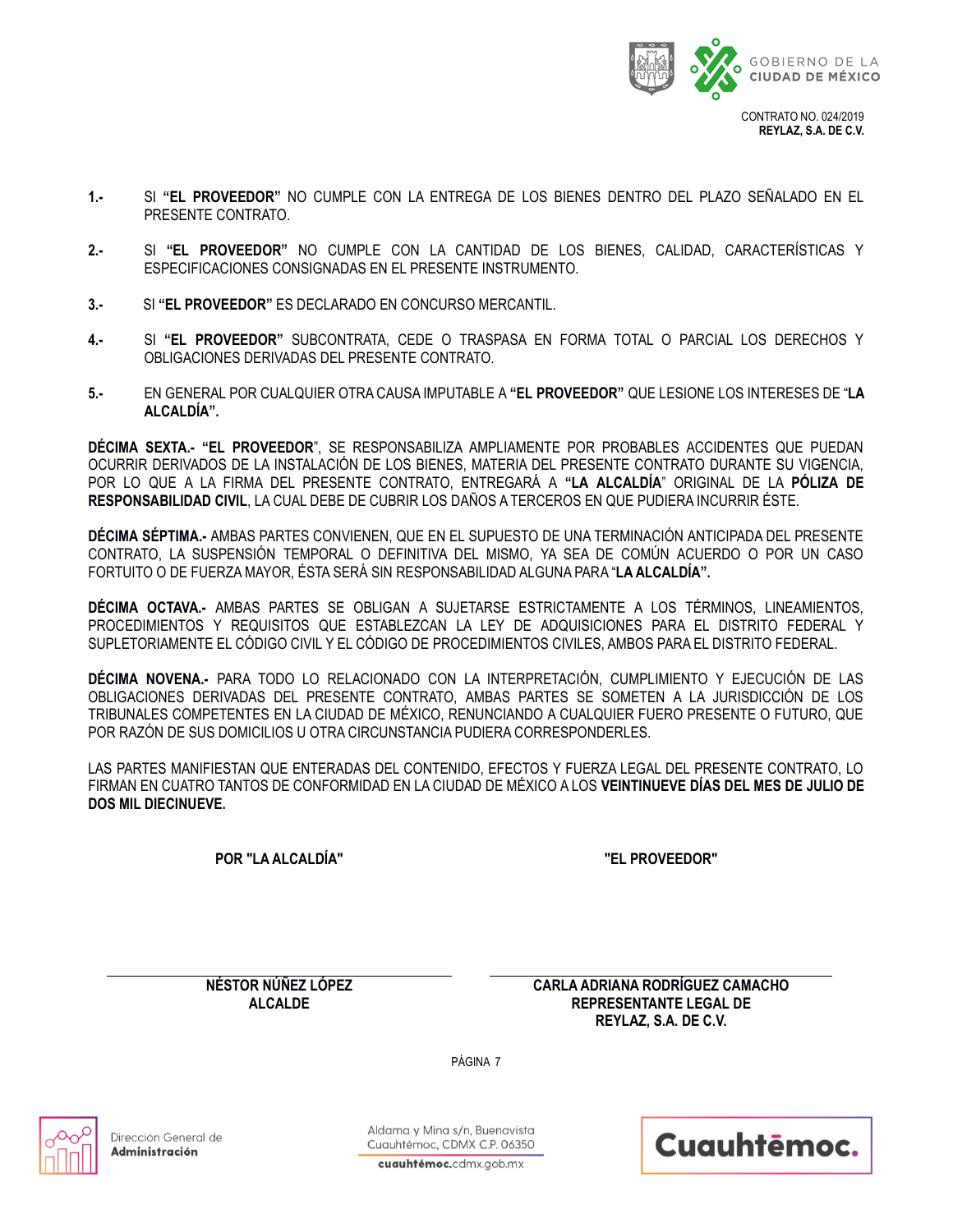1.- SI **"EL PROVEEDOR"** NO CUMPLE CON LA ENTREGA DE LOS BIENES DENTRO DEL PLAZO SEÑALADO EN EL PRESENTE CONTRATO.

2.- SI **"EL PROVEEDOR"** NO CUMPLE CON LA CANTIDAD DE LOS BIENES, CALIDAD, CARACTERÍSTICAS Y ESPECIFICACIONES CONSIGNADAS EN EL PRESENTE INSTRUMENTO.

3.- SI **"EL PROVEEDOR"** ES DECLARADO EN CONCURSO MERCANTIL.

4.- SI **"EL PROVEEDOR"** SUBCONTRATA, CEDE O TRASPASA EN FORMA TOTAL O PARCIAL LOS DERECHOS Y OBLIGACIONES DERIVADAS DEL PRESENTE CONTRATO.

5.- EN GENERAL POR CUALQUIER OTRA CAUSA IMPUTABLE A **"EL PROVEEDOR"** QUE LESIONE LOS INTERESES DE "**LA ALCALDÍA".**

**DÉCIMA SEXTA.- "EL PROVEEDOR**", SE RESPONSABILIZA AMPLIAMENTE POR PROBABLES ACCIDENTES QUE PUEDAN OCURRIR DERIVADOS DE LA INSTALACIÓN DE LOS BIENES, MATERIA DEL PRESENTE CONTRATO DURANTE SU VIGENCIA, POR LO QUE A LA FIRMA DEL PRESENTE CONTRATO, ENTREGARÁ A **"LA ALCALDÍA**" ORIGINAL DE LA **PÓLIZA DE RESPONSABILIDAD CIVIL**, LA CUAL DEBE DE CUBRIR LOS DAÑOS A TERCEROS EN QUE PUDIERA INCURRIR ÉSTE.

**DÉCIMA SÉPTIMA.-** AMBAS PARTES CONVIENEN, QUE EN EL SUPUESTO DE UNA TERMINACIÓN ANTICIPADA DEL PRESENTE CONTRATO, LA SUSPENSIÓN TEMPORAL O DEFINITIVA DEL MISMO, YA SEA DE COMÚN ACUERDO O POR UN CASO FORTUITO O DE FUERZA MAYOR, ÉSTA SERÁ SIN RESPONSABILIDAD ALGUNA PARA "**LA ALCALDÍA".**

**DÉCIMA OCTAVA.-** AMBAS PARTES SE OBLIGAN A SUJETARSE ESTRICTAMENTE A LOS TÉRMINOS, LINEAMIENTOS, PROCEDIMIENTOS Y REQUISITOS QUE ESTABLEZCAN LA LEY DE ADQUISICIONES PARA EL DISTRITO FEDERAL Y SUPLETORIAMENTE EL CÓDIGO CIVIL Y EL CÓDIGO DE PROCEDIMIENTOS CIVILES, AMBOS PARA EL DISTRITO FEDERAL.

**DÉCIMA NOVENA.-** PARA TODO LO RELACIONADO CON LA INTERPRETACIÓN, CUMPLIMIENTO Y EJECUCIÓN DE LAS OBLIGACIONES DERIVADAS DEL PRESENTE CONTRATO, AMBAS PARTES SE SOMETEN A LA JURISDICCIÓN DE LOS TRIBUNALES COMPETENTES EN LA CIUDAD DE MÉXICO, RENUNCIANDO A CUALQUIER FUERO PRESENTE O FUTURO, QUE POR RAZÓN DE SUS DOMICILIOS U OTRA CIRCUNSTANCIA PUDIERA CORRESPONDERLES.

LAS PARTES MANIFIESTAN QUE ENTERADAS DEL CONTENIDO, EFECTOS Y FUERZA LEGAL DEL PRESENTE CONTRATO, LO FIRMAN EN CUATRO TANTOS DE CONFORMIDAD EN LA CIUDAD DE MÉXICO A LOS **VEINTINUEVE DÍAS DEL MES DE JULIO DE DOS MIL DIECINUEVE.**

| **POR "LA ALCALDÍA"** | **"EL PROVEEDOR"** |
|---|---|
| **NÉSTOR NÚÑEZ LÓPEZ**<br>**ALCALDE** | **CARLA ADRIANA RODRÍGUEZ CAMACHO**<br>**REPRESENTANTE LEGAL DE**<br>**REYLAZ, S.A. DE C.V.** |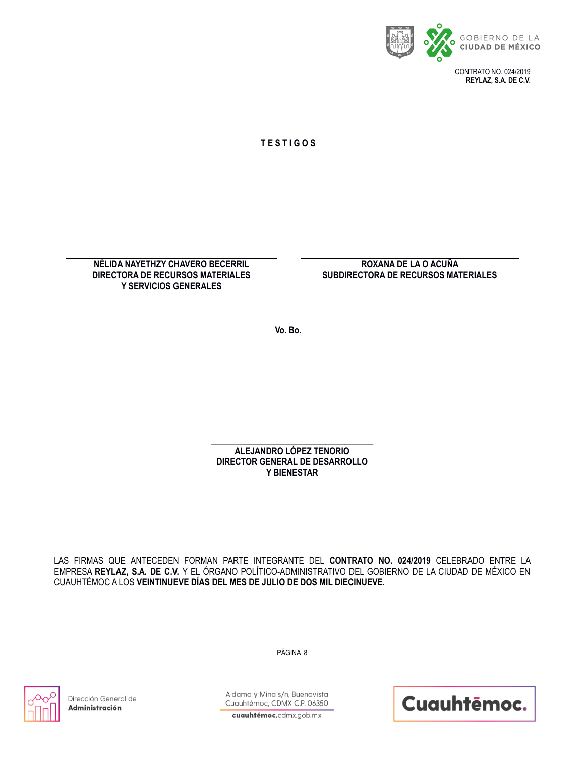**T E S T I G O S**

| | |
|---|---|
| **NÉLIDA NAYETHZY CHAVERO BECERRIL**<br>**DIRECTORA DE RECURSOS MATERIALES**<br>**Y SERVICIOS GENERALES** | **ROXANA DE LA O ACUÑA**<br>**SUBDIRECTORA DE RECURSOS MATERIALES** |

**Vo. Bo.**

**ALEJANDRO LÓPEZ TENORIO**
**DIRECTOR GENERAL DE DESARROLLO**
**Y BIENESTAR**

LAS FIRMAS QUE ANTECEDEN FORMAN PARTE INTEGRANTE DEL **CONTRATO NO. 024/2019** CELEBRADO ENTRE LA EMPRESA **REYLAZ, S.A. DE C.V.** Y EL ÓRGANO POLÍTICO-ADMINISTRATIVO DEL GOBIERNO DE LA CIUDAD DE MÉXICO EN CUAUHTÉMOC A LOS **VEINTINUEVE DÍAS DEL MES DE JULIO DE DOS MIL DIECINUEVE.**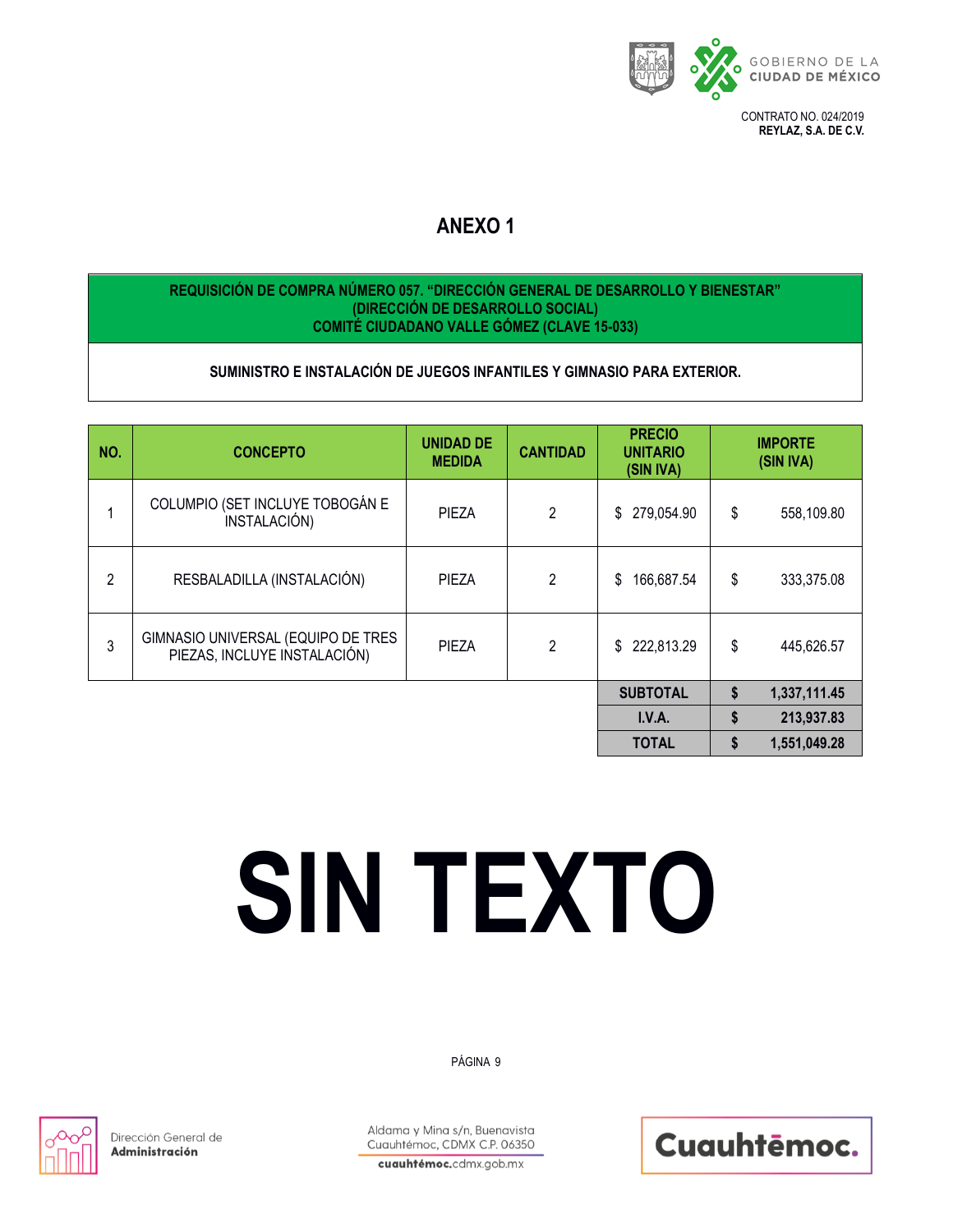CONTRATO NO. 024/2019
**REYLAZ, S.A. DE C.V.**

# ANEXO 1

**REQUISICIÓN DE COMPRA NÚMERO 057. "DIRECCIÓN GENERAL DE DESARROLLO Y BIENESTAR" (DIRECCIÓN DE DESARROLLO SOCIAL)**
**COMITÉ CIUDADANO VALLE GÓMEZ (CLAVE 15-033)**

**SUMINISTRO E INSTALACIÓN DE JUEGOS INFANTILES Y GIMNASIO PARA EXTERIOR.**

| NO. | CONCEPTO | UNIDAD DE MEDIDA | CANTIDAD | PRECIO UNITARIO (SIN IVA) | IMPORTE (SIN IVA) |
|---|---|---|---|---|---|
| 1 | COLUMPIO (SET INCLUYE TOBOGÁN E INSTALACIÓN) | PIEZA | 2 | $ 279,054.90 | $ 558,109.80 |
| 2 | RESBALADILLA (INSTALACIÓN) | PIEZA | 2 | $ 166,687.54 | $ 333,375.08 |
| 3 | GIMNASIO UNIVERSAL (EQUIPO DE TRES PIEZAS, INCLUYE INSTALACIÓN) | PIEZA | 2 | $ 222,813.29 | $ 445,626.57 |
| | | | | **SUBTOTAL** | **$ 1,337,111.45** |
| | | | | **I.V.A.** | **$ 213,937.83** |
| | | | | **TOTAL** | **$ 1,551,049.28** |

# SIN TEXTO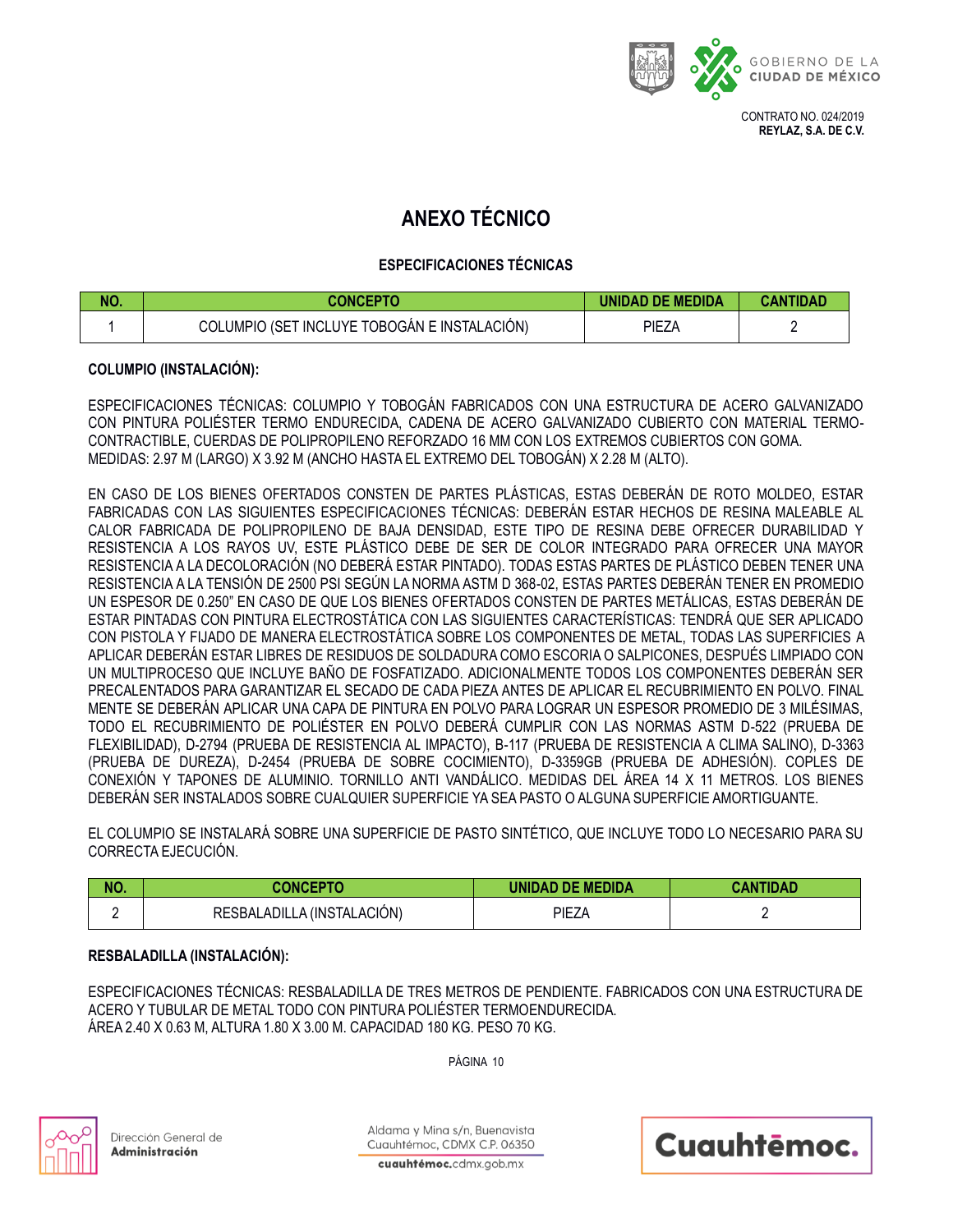CONTRATO NO. 024/2019
**REYLAZ, S.A. DE C.V.**

# ANEXO TÉCNICO

## ESPECIFICACIONES TÉCNICAS

| NO. | CONCEPTO | UNIDAD DE MEDIDA | CANTIDAD |
|---|---|---|---|
| 1 | COLUMPIO (SET INCLUYE TOBOGÁN E INSTALACIÓN) | PIEZA | 2 |

**COLUMPIO (INSTALACIÓN):**

ESPECIFICACIONES TÉCNICAS: COLUMPIO Y TOBOGÁN FABRICADOS CON UNA ESTRUCTURA DE ACERO GALVANIZADO CON PINTURA POLIÉSTER TERMO ENDURECIDA, CADENA DE ACERO GALVANIZADO CUBIERTO CON MATERIAL TERMO-CONTRACTIBLE, CUERDAS DE POLIPROPILENO REFORZADO 16 MM CON LOS EXTREMOS CUBIERTOS CON GOMA.
MEDIDAS: 2.97 M (LARGO) X 3.92 M (ANCHO HASTA EL EXTREMO DEL TOBOGÁN) X 2.28 M (ALTO).

EN CASO DE LOS BIENES OFERTADOS CONSTEN DE PARTES PLÁSTICAS, ESTAS DEBERÁN DE ROTO MOLDEO, ESTAR FABRICADAS CON LAS SIGUIENTES ESPECIFICACIONES TÉCNICAS: DEBERÁN ESTAR HECHOS DE RESINA MALEABLE AL CALOR FABRICADA DE POLIPROPILENO DE BAJA DENSIDAD, ESTE TIPO DE RESINA DEBE OFRECER DURABILIDAD Y RESISTENCIA A LOS RAYOS UV, ESTE PLÁSTICO DEBE DE SER DE COLOR INTEGRADO PARA OFRECER UNA MAYOR RESISTENCIA A LA DECOLORACIÓN (NO DEBERÁ ESTAR PINTADO). TODAS ESTAS PARTES DE PLÁSTICO DEBEN TENER UNA RESISTENCIA A LA TENSIÓN DE 2500 PSI SEGÚN LA NORMA ASTM D 368-02, ESTAS PARTES DEBERÁN TENER EN PROMEDIO UN ESPESOR DE 0.250" EN CASO DE QUE LOS BIENES OFERTADOS CONSTEN DE PARTES METÁLICAS, ESTAS DEBERÁN DE ESTAR PINTADAS CON PINTURA ELECTROSTÁTICA CON LAS SIGUIENTES CARACTERÍSTICAS: TENDRÁ QUE SER APLICADO CON PISTOLA Y FIJADO DE MANERA ELECTROSTÁTICA SOBRE LOS COMPONENTES DE METAL, TODAS LAS SUPERFICIES A APLICAR DEBERÁN ESTAR LIBRES DE RESIDUOS DE SOLDADURA COMO ESCORIA O SALPICONES, DESPUÉS LIMPIADO CON UN MULTIPROCESO QUE INCLUYE BAÑO DE FOSFATIZADO. ADICIONALMENTE TODOS LOS COMPONENTES DEBERÁN SER PRECALENTADOS PARA GARANTIZAR EL SECADO DE CADA PIEZA ANTES DE APLICAR EL RECUBRIMIENTO EN POLVO. FINAL MENTE SE DEBERÁN APLICAR UNA CAPA DE PINTURA EN POLVO PARA LOGRAR UN ESPESOR PROMEDIO DE 3 MILÉSIMAS, TODO EL RECUBRIMIENTO DE POLIÉSTER EN POLVO DEBERÁ CUMPLIR CON LAS NORMAS ASTM D-522 (PRUEBA DE FLEXIBILIDAD), D-2794 (PRUEBA DE RESISTENCIA AL IMPACTO), B-117 (PRUEBA DE RESISTENCIA A CLIMA SALINO), D-3363 (PRUEBA DE DUREZA), D-2454 (PRUEBA DE SOBRE COCIMIENTO), D-3359GB (PRUEBA DE ADHESIÓN). COPLES DE CONEXIÓN Y TAPONES DE ALUMINIO. TORNILLO ANTI VANDÁLICO. MEDIDAS DEL ÁREA 14 X 11 METROS. LOS BIENES DEBERÁN SER INSTALADOS SOBRE CUALQUIER SUPERFICIE YA SEA PASTO O ALGUNA SUPERFICIE AMORTIGUANTE.

EL COLUMPIO SE INSTALARÁ SOBRE UNA SUPERFICIE DE PASTO SINTÉTICO, QUE INCLUYE TODO LO NECESARIO PARA SU CORRECTA EJECUCIÓN.

| NO. | CONCEPTO | UNIDAD DE MEDIDA | CANTIDAD |
|---|---|---|---|
| 2 | RESBALADILLA (INSTALACIÓN) | PIEZA | 2 |

**RESBALADILLA (INSTALACIÓN):**

ESPECIFICACIONES TÉCNICAS: RESBALADILLA DE TRES METROS DE PENDIENTE. FABRICADOS CON UNA ESTRUCTURA DE ACERO Y TUBULAR DE METAL TODO CON PINTURA POLIÉSTER TERMOENDURECIDA.
ÁREA 2.40 X 0.63 M, ALTURA 1.80 X 3.00 M. CAPACIDAD 180 KG. PESO 70 KG.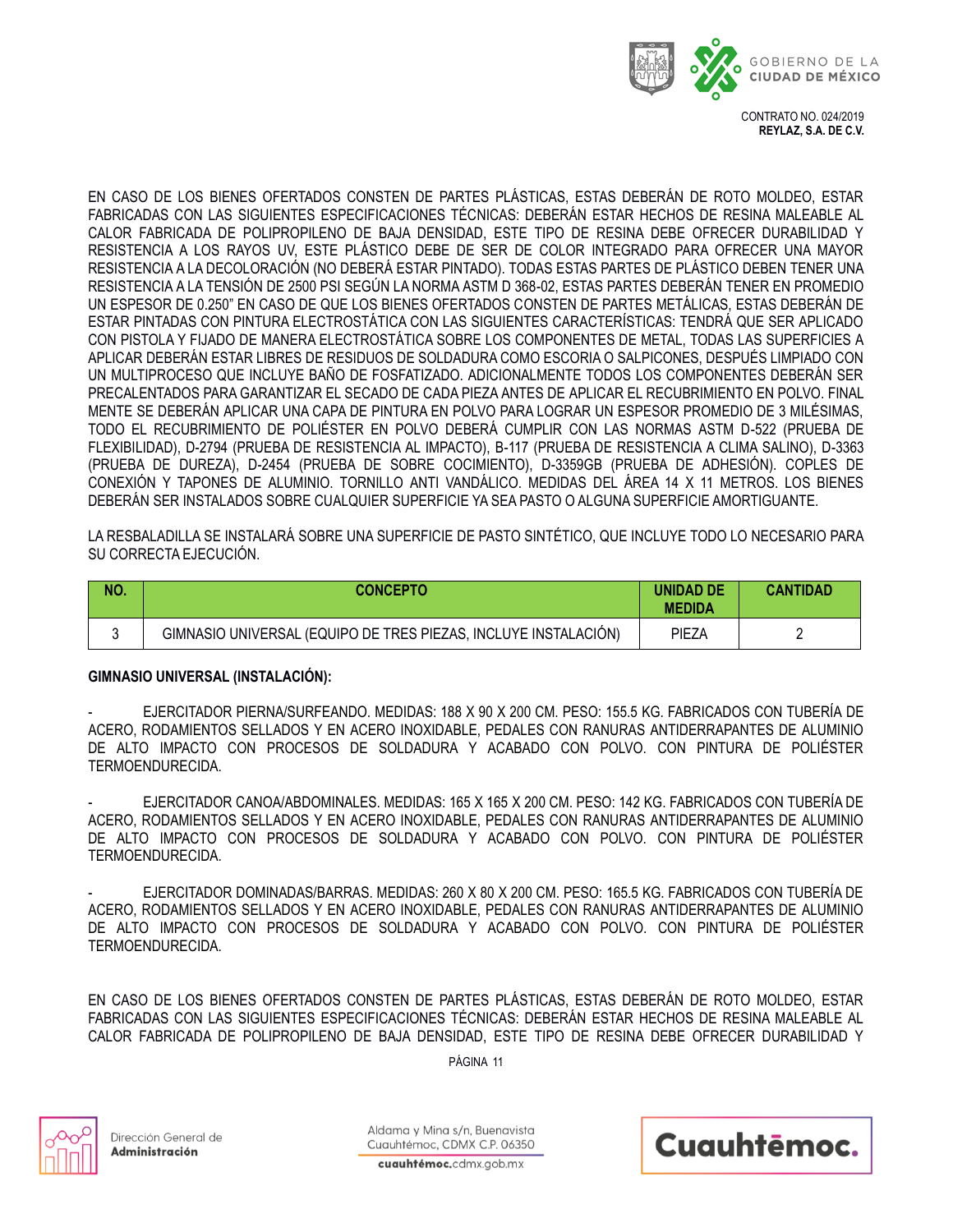EN CASO DE LOS BIENES OFERTADOS CONSTEN DE PARTES PLÁSTICAS, ESTAS DEBERÁN DE ROTO MOLDEO, ESTAR FABRICADAS CON LAS SIGUIENTES ESPECIFICACIONES TÉCNICAS: DEBERÁN ESTAR HECHOS DE RESINA MALEABLE AL CALOR FABRICADA DE POLIPROPILENO DE BAJA DENSIDAD, ESTE TIPO DE RESINA DEBE OFRECER DURABILIDAD Y RESISTENCIA A LOS RAYOS UV, ESTE PLÁSTICO DEBE DE SER DE COLOR INTEGRADO PARA OFRECER UNA MAYOR RESISTENCIA A LA DECOLORACIÓN (NO DEBERÁ ESTAR PINTADO). TODAS ESTAS PARTES DE PLÁSTICO DEBEN TENER UNA RESISTENCIA A LA TENSIÓN DE 2500 PSI SEGÚN LA NORMA ASTM D 368-02, ESTAS PARTES DEBERÁN TENER EN PROMEDIO UN ESPESOR DE 0.250" EN CASO DE QUE LOS BIENES OFERTADOS CONSTEN DE PARTES METÁLICAS, ESTAS DEBERÁN DE ESTAR PINTADAS CON PINTURA ELECTROSTÁTICA CON LAS SIGUIENTES CARACTERÍSTICAS: TENDRÁ QUE SER APLICADO CON PISTOLA Y FIJADO DE MANERA ELECTROSTÁTICA SOBRE LOS COMPONENTES DE METAL, TODAS LAS SUPERFICIES A APLICAR DEBERÁN ESTAR LIBRES DE RESIDUOS DE SOLDADURA COMO ESCORIA O SALPICONES, DESPUÉS LIMPIADO CON UN MULTIPROCESO QUE INCLUYE BAÑO DE FOSFATIZADO. ADICIONALMENTE TODOS LOS COMPONENTES DEBERÁN SER PRECALENTADOS PARA GARANTIZAR EL SECADO DE CADA PIEZA ANTES DE APLICAR EL RECUBRIMIENTO EN POLVO. FINAL MENTE SE DEBERÁN APLICAR UNA CAPA DE PINTURA EN POLVO PARA LOGRAR UN ESPESOR PROMEDIO DE 3 MILÉSIMAS, TODO EL RECUBRIMIENTO DE POLIÉSTER EN POLVO DEBERÁ CUMPLIR CON LAS NORMAS ASTM D-522 (PRUEBA DE FLEXIBILIDAD), D-2794 (PRUEBA DE RESISTENCIA AL IMPACTO), B-117 (PRUEBA DE RESISTENCIA A CLIMA SALINO), D-3363 (PRUEBA DE DUREZA), D-2454 (PRUEBA DE SOBRE COCIMIENTO), D-3359GB (PRUEBA DE ADHESIÓN). COPLES DE CONEXIÓN Y TAPONES DE ALUMINIO. TORNILLO ANTI VANDÁLICO. MEDIDAS DEL ÁREA 14 X 11 METROS. LOS BIENES DEBERÁN SER INSTALADOS SOBRE CUALQUIER SUPERFICIE YA SEA PASTO O ALGUNA SUPERFICIE AMORTIGUANTE.

LA RESBALADILLA SE INSTALARÁ SOBRE UNA SUPERFICIE DE PASTO SINTÉTICO, QUE INCLUYE TODO LO NECESARIO PARA SU CORRECTA EJECUCIÓN.

| NO. | CONCEPTO | UNIDAD DE MEDIDA | CANTIDAD |
|---|---|---|---|
| 3 | GIMNASIO UNIVERSAL (EQUIPO DE TRES PIEZAS, INCLUYE INSTALACIÓN) | PIEZA | 2 |

**GIMNASIO UNIVERSAL (INSTALACIÓN):**

- EJERCITADOR PIERNA/SURFEANDO. MEDIDAS: 188 X 90 X 200 CM. PESO: 155.5 KG. FABRICADOS CON TUBERÍA DE ACERO, RODAMIENTOS SELLADOS Y EN ACERO INOXIDABLE, PEDALES CON RANURAS ANTIDERRAPANTES DE ALUMINIO DE ALTO IMPACTO CON PROCESOS DE SOLDADURA Y ACABADO CON POLVO. CON PINTURA DE POLIÉSTER TERMOENDURECIDA.

- EJERCITADOR CANOA/ABDOMINALES. MEDIDAS: 165 X 165 X 200 CM. PESO: 142 KG. FABRICADOS CON TUBERÍA DE ACERO, RODAMIENTOS SELLADOS Y EN ACERO INOXIDABLE, PEDALES CON RANURAS ANTIDERRAPANTES DE ALUMINIO DE ALTO IMPACTO CON PROCESOS DE SOLDADURA Y ACABADO CON POLVO. CON PINTURA DE POLIÉSTER TERMOENDURECIDA.

- EJERCITADOR DOMINADAS/BARRAS. MEDIDAS: 260 X 80 X 200 CM. PESO: 165.5 KG. FABRICADOS CON TUBERÍA DE ACERO, RODAMIENTOS SELLADOS Y EN ACERO INOXIDABLE, PEDALES CON RANURAS ANTIDERRAPANTES DE ALUMINIO DE ALTO IMPACTO CON PROCESOS DE SOLDADURA Y ACABADO CON POLVO. CON PINTURA DE POLIÉSTER TERMOENDURECIDA.

EN CASO DE LOS BIENES OFERTADOS CONSTEN DE PARTES PLÁSTICAS, ESTAS DEBERÁN DE ROTO MOLDEO, ESTAR FABRICADAS CON LAS SIGUIENTES ESPECIFICACIONES TÉCNICAS: DEBERÁN ESTAR HECHOS DE RESINA MALEABLE AL CALOR FABRICADA DE POLIPROPILENO DE BAJA DENSIDAD, ESTE TIPO DE RESINA DEBE OFRECER DURABILIDAD Y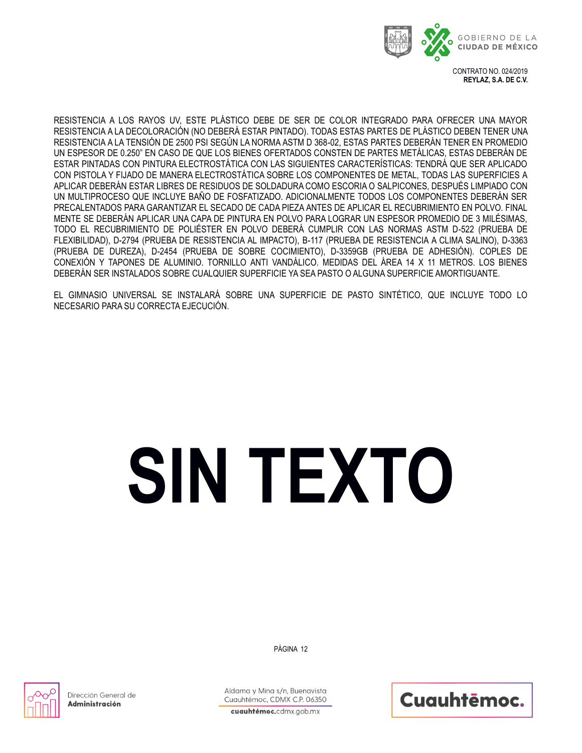RESISTENCIA A LOS RAYOS UV, ESTE PLÁSTICO DEBE DE SER DE COLOR INTEGRADO PARA OFRECER UNA MAYOR RESISTENCIA A LA DECOLORACIÓN (NO DEBERÁ ESTAR PINTADO). TODAS ESTAS PARTES DE PLÁSTICO DEBEN TENER UNA RESISTENCIA A LA TENSIÓN DE 2500 PSI SEGÚN LA NORMA ASTM D 368-02, ESTAS PARTES DEBERÁN TENER EN PROMEDIO UN ESPESOR DE 0.250" EN CASO DE QUE LOS BIENES OFERTADOS CONSTEN DE PARTES METÁLICAS, ESTAS DEBERÁN DE ESTAR PINTADAS CON PINTURA ELECTROSTÁTICA CON LAS SIGUIENTES CARACTERÍSTICAS: TENDRÁ QUE SER APLICADO CON PISTOLA Y FIJADO DE MANERA ELECTROSTÁTICA SOBRE LOS COMPONENTES DE METAL, TODAS LAS SUPERFICIES A APLICAR DEBERÁN ESTAR LIBRES DE RESIDUOS DE SOLDADURA COMO ESCORIA O SALPICONES, DESPUÉS LIMPIADO CON UN MULTIPROCESO QUE INCLUYE BAÑO DE FOSFATIZADO. ADICIONALMENTE TODOS LOS COMPONENTES DEBERÁN SER PRECALENTADOS PARA GARANTIZAR EL SECADO DE CADA PIEZA ANTES DE APLICAR EL RECUBRIMIENTO EN POLVO. FINAL MENTE SE DEBERÁN APLICAR UNA CAPA DE PINTURA EN POLVO PARA LOGRAR UN ESPESOR PROMEDIO DE 3 MILÉSIMAS, TODO EL RECUBRIMIENTO DE POLIÉSTER EN POLVO DEBERÁ CUMPLIR CON LAS NORMAS ASTM D-522 (PRUEBA DE FLEXIBILIDAD), D-2794 (PRUEBA DE RESISTENCIA AL IMPACTO), B-117 (PRUEBA DE RESISTENCIA A CLIMA SALINO), D-3363 (PRUEBA DE DUREZA), D-2454 (PRUEBA DE SOBRE COCIMIENTO), D-3359GB (PRUEBA DE ADHESIÓN). COPLES DE CONEXIÓN Y TAPONES DE ALUMINIO. TORNILLO ANTI VANDÁLICO. MEDIDAS DEL ÁREA 14 X 11 METROS. LOS BIENES DEBERÁN SER INSTALADOS SOBRE CUALQUIER SUPERFICIE YA SEA PASTO O ALGUNA SUPERFICIE AMORTIGUANTE.

EL GIMNASIO UNIVERSAL SE INSTALARÁ SOBRE UNA SUPERFICIE DE PASTO SINTÉTICO, QUE INCLUYE TODO LO NECESARIO PARA SU CORRECTA EJECUCIÓN.

# SIN TEXTO